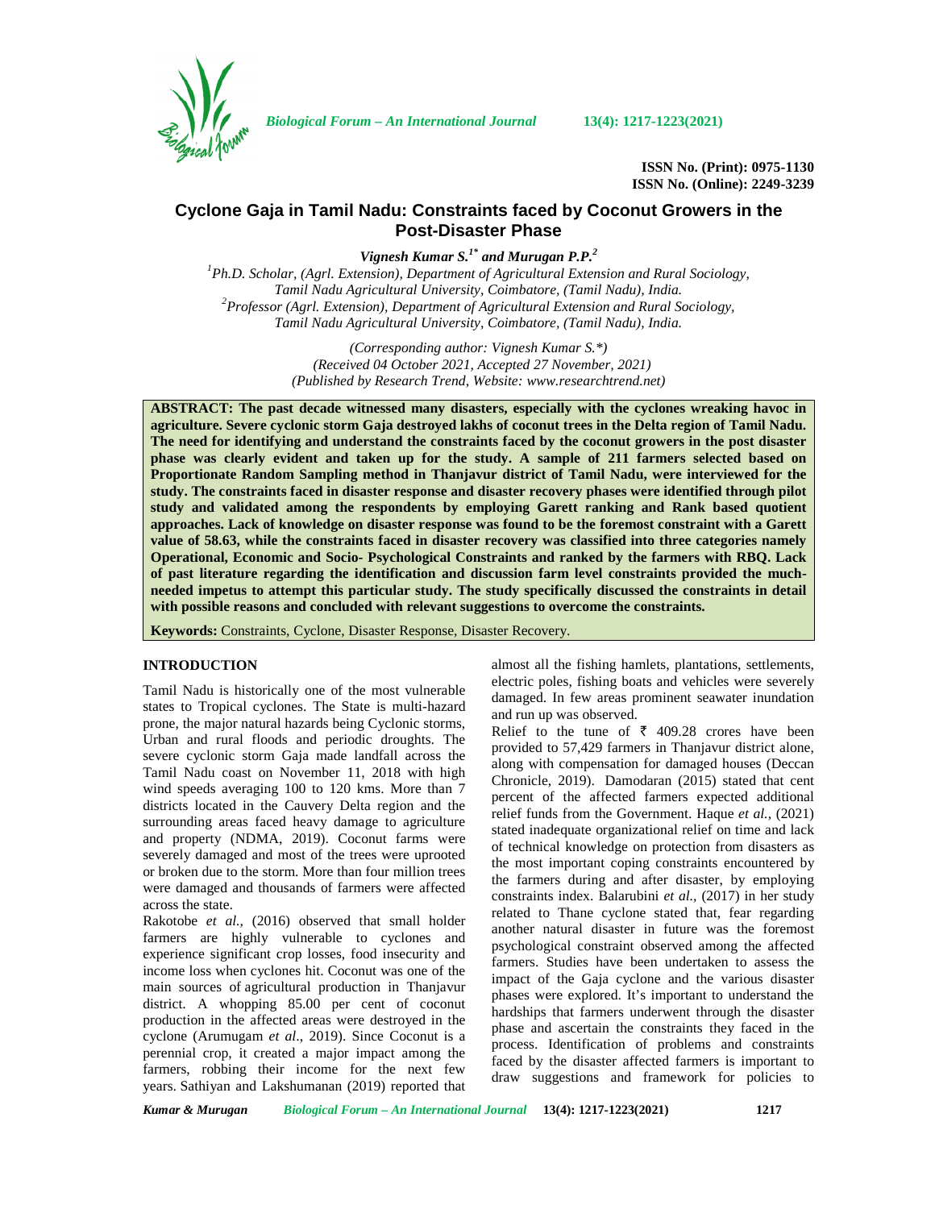ISSN No. (Print): 0975-1130
ISSN No. (Online): 2249-3239

# Cyclone Gaja in Tamil Nadu: Constraints faced by Coconut Growers in the Post-Disaster Phase

***Vignesh Kumar S.[1*] and Murugan P.P.[2]***

*[1]Ph.D. Scholar, (Agrl. Extension), Department of Agricultural Extension and Rural Sociology, Tamil Nadu Agricultural University, Coimbatore, (Tamil Nadu), India.*
*[2]Professor (Agrl. Extension), Department of Agricultural Extension and Rural Sociology, Tamil Nadu Agricultural University, Coimbatore, (Tamil Nadu), India.*

*(Corresponding author: Vignesh Kumar S.\*)*
*(Received 04 October 2021, Accepted 27 November, 2021)*
*(Published by Research Trend, Website: www.researchtrend.net)*

**ABSTRACT: The past decade witnessed many disasters, especially with the cyclones wreaking havoc in agriculture. Severe cyclonic storm Gaja destroyed lakhs of coconut trees in the Delta region of Tamil Nadu. The need for identifying and understand the constraints faced by the coconut growers in the post disaster phase was clearly evident and taken up for the study. A sample of 211 farmers selected based on Proportionate Random Sampling method in Thanjavur district of Tamil Nadu, were interviewed for the study. The constraints faced in disaster response and disaster recovery phases were identified through pilot study and validated among the respondents by employing Garett ranking and Rank based quotient approaches. Lack of knowledge on disaster response was found to be the foremost constraint with a Garett value of 58.63, while the constraints faced in disaster recovery was classified into three categories namely Operational, Economic and Socio- Psychological Constraints and ranked by the farmers with RBQ. Lack of past literature regarding the identification and discussion farm level constraints provided the much-needed impetus to attempt this particular study. The study specifically discussed the constraints in detail with possible reasons and concluded with relevant suggestions to overcome the constraints.**

**Keywords:** Constraints, Cyclone, Disaster Response, Disaster Recovery.

## INTRODUCTION

Tamil Nadu is historically one of the most vulnerable states to Tropical cyclones. The State is multi-hazard prone, the major natural hazards being Cyclonic storms, Urban and rural floods and periodic droughts. The severe cyclonic storm Gaja made landfall across the Tamil Nadu coast on November 11, 2018 with high wind speeds averaging 100 to 120 kms. More than 7 districts located in the Cauvery Delta region and the surrounding areas faced heavy damage to agriculture and property (NDMA, 2019). Coconut farms were severely damaged and most of the trees were uprooted or broken due to the storm. More than four million trees were damaged and thousands of farmers were affected across the state.

Rakotobe *et al.,* (2016) observed that small holder farmers are highly vulnerable to cyclones and experience significant crop losses, food insecurity and income loss when cyclones hit. Coconut was one of the main sources of agricultural production in Thanjavur district. A whopping 85.00 per cent of coconut production in the affected areas were destroyed in the cyclone (Arumugam *et al*., 2019). Since Coconut is a perennial crop, it created a major impact among the farmers, robbing their income for the next few years. Sathiyan and Lakshumanan (2019) reported that almost all the fishing hamlets, plantations, settlements, electric poles, fishing boats and vehicles were severely damaged. In few areas prominent seawater inundation and run up was observed.

Relief to the tune of ₹ 409.28 crores have been provided to 57,429 farmers in Thanjavur district alone, along with compensation for damaged houses (Deccan Chronicle, 2019). Damodaran (2015) stated that cent percent of the affected farmers expected additional relief funds from the Government. Haque *et al.,* (2021) stated inadequate organizational relief on time and lack of technical knowledge on protection from disasters as the most important coping constraints encountered by the farmers during and after disaster, by employing constraints index. Balarubini *et al.,* (2017) in her study related to Thane cyclone stated that, fear regarding another natural disaster in future was the foremost psychological constraint observed among the affected farmers. Studies have been undertaken to assess the impact of the Gaja cyclone and the various disaster phases were explored. It's important to understand the hardships that farmers underwent through the disaster phase and ascertain the constraints they faced in the process. Identification of problems and constraints faced by the disaster affected farmers is important to draw suggestions and framework for policies to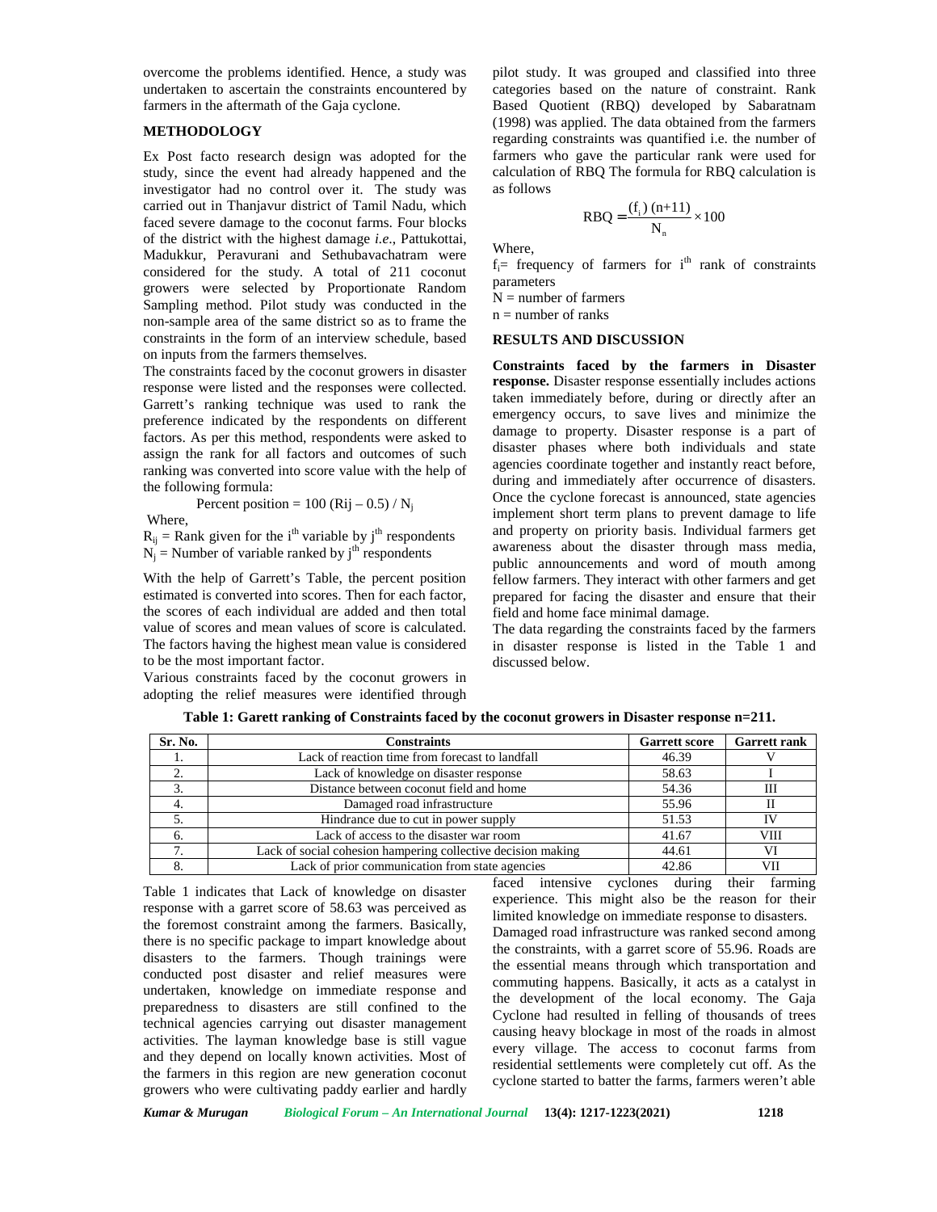overcome the problems identified. Hence, a study was undertaken to ascertain the constraints encountered by farmers in the aftermath of the Gaja cyclone.

## METHODOLOGY

Ex Post facto research design was adopted for the study, since the event had already happened and the investigator had no control over it. The study was carried out in Thanjavur district of Tamil Nadu, which faced severe damage to the coconut farms. Four blocks of the district with the highest damage *i.e*., Pattukottai, Madukkur, Peravurani and Sethubavachatram were considered for the study. A total of 211 coconut growers were selected by Proportionate Random Sampling method. Pilot study was conducted in the non-sample area of the same district so as to frame the constraints in the form of an interview schedule, based on inputs from the farmers themselves.

The constraints faced by the coconut growers in disaster response were listed and the responses were collected. Garrett's ranking technique was used to rank the preference indicated by the respondents on different factors. As per this method, respondents were asked to assign the rank for all factors and outcomes of such ranking was converted into score value with the help of the following formula:

$$\text{Percent position} = 100\,(R_{ij} - 0.5) / N_j$$

Where,

$R_{ij}$ = Rank given for the $i^{th}$ variable by $j^{th}$ respondents

$N_j$ = Number of variable ranked by $j^{th}$ respondents

With the help of Garrett's Table, the percent position estimated is converted into scores. Then for each factor, the scores of each individual are added and then total value of scores and mean values of score is calculated. The factors having the highest mean value is considered to be the most important factor.

Various constraints faced by the coconut growers in adopting the relief measures were identified through pilot study. It was grouped and classified into three categories based on the nature of constraint. Rank Based Quotient (RBQ) developed by Sabaratnam (1998) was applied. The data obtained from the farmers regarding constraints was quantified i.e. the number of farmers who gave the particular rank were used for calculation of RBQ The formula for RBQ calculation is as follows

$$\text{RBQ} = \frac{(f_i)\,(n+11)}{N_n} \times 100$$

Where,

$f_i$= frequency of farmers for $i^{th}$ rank of constraints parameters

N = number of farmers

n = number of ranks

## RESULTS AND DISCUSSION

**Constraints faced by the farmers in Disaster response.** Disaster response essentially includes actions taken immediately before, during or directly after an emergency occurs, to save lives and minimize the damage to property. Disaster response is a part of disaster phases where both individuals and state agencies coordinate together and instantly react before, during and immediately after occurrence of disasters. Once the cyclone forecast is announced, state agencies implement short term plans to prevent damage to life and property on priority basis. Individual farmers get awareness about the disaster through mass media, public announcements and word of mouth among fellow farmers. They interact with other farmers and get prepared for facing the disaster and ensure that their field and home face minimal damage.

The data regarding the constraints faced by the farmers in disaster response is listed in the Table 1 and discussed below.

**Table 1: Garett ranking of Constraints faced by the coconut growers in Disaster response n=211.**

| Sr. No. | Constraints | Garrett score | Garrett rank |
|---|---|---|---|
| 1. | Lack of reaction time from forecast to landfall | 46.39 | V |
| 2. | Lack of knowledge on disaster response | 58.63 | I |
| 3. | Distance between coconut field and home | 54.36 | III |
| 4. | Damaged road infrastructure | 55.96 | II |
| 5. | Hindrance due to cut in power supply | 51.53 | IV |
| 6. | Lack of access to the disaster war room | 41.67 | VIII |
| 7. | Lack of social cohesion hampering collective decision making | 44.61 | VI |
| 8. | Lack of prior communication from state agencies | 42.86 | VII |

Table 1 indicates that Lack of knowledge on disaster response with a garret score of 58.63 was perceived as the foremost constraint among the farmers. Basically, there is no specific package to impart knowledge about disasters to the farmers. Though trainings were conducted post disaster and relief measures were undertaken, knowledge on immediate response and preparedness to disasters are still confined to the technical agencies carrying out disaster management activities. The layman knowledge base is still vague and they depend on locally known activities. Most of the farmers in this region are new generation coconut growers who were cultivating paddy earlier and hardly faced intensive cyclones during their farming experience. This might also be the reason for their limited knowledge on immediate response to disasters.

Damaged road infrastructure was ranked second among the constraints, with a garret score of 55.96. Roads are the essential means through which transportation and commuting happens. Basically, it acts as a catalyst in the development of the local economy. The Gaja Cyclone had resulted in felling of thousands of trees causing heavy blockage in most of the roads in almost every village. The access to coconut farms from residential settlements were completely cut off. As the cyclone started to batter the farms, farmers weren't able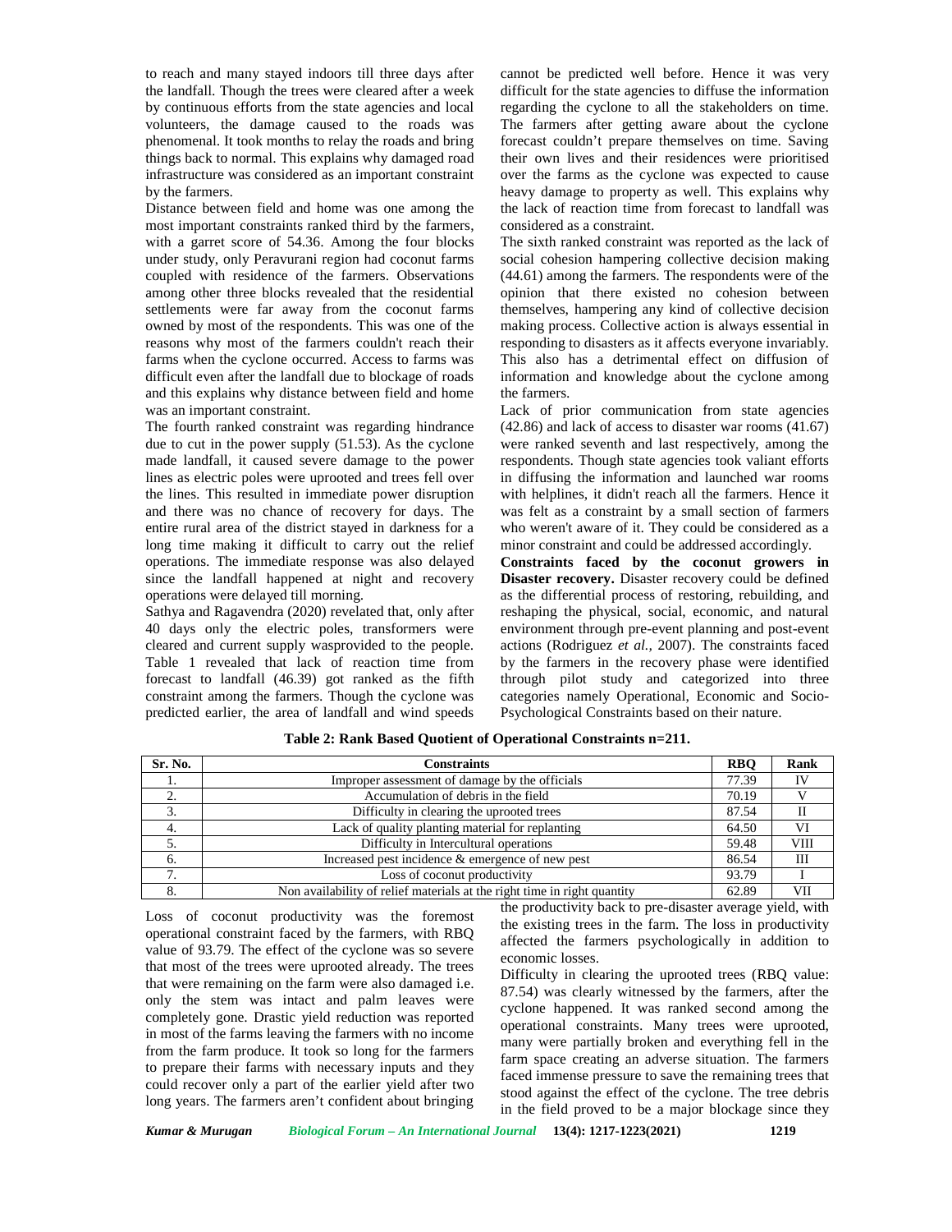to reach and many stayed indoors till three days after the landfall. Though the trees were cleared after a week by continuous efforts from the state agencies and local volunteers, the damage caused to the roads was phenomenal. It took months to relay the roads and bring things back to normal. This explains why damaged road infrastructure was considered as an important constraint by the farmers.

Distance between field and home was one among the most important constraints ranked third by the farmers, with a garret score of 54.36. Among the four blocks under study, only Peravurani region had coconut farms coupled with residence of the farmers. Observations among other three blocks revealed that the residential settlements were far away from the coconut farms owned by most of the respondents. This was one of the reasons why most of the farmers couldn't reach their farms when the cyclone occurred. Access to farms was difficult even after the landfall due to blockage of roads and this explains why distance between field and home was an important constraint.

The fourth ranked constraint was regarding hindrance due to cut in the power supply (51.53). As the cyclone made landfall, it caused severe damage to the power lines as electric poles were uprooted and trees fell over the lines. This resulted in immediate power disruption and there was no chance of recovery for days. The entire rural area of the district stayed in darkness for a long time making it difficult to carry out the relief operations. The immediate response was also delayed since the landfall happened at night and recovery operations were delayed till morning.

Sathya and Ragavendra (2020) revelated that, only after 40 days only the electric poles, transformers were cleared and current supply wasprovided to the people. Table 1 revealed that lack of reaction time from forecast to landfall (46.39) got ranked as the fifth constraint among the farmers. Though the cyclone was predicted earlier, the area of landfall and wind speeds cannot be predicted well before. Hence it was very difficult for the state agencies to diffuse the information regarding the cyclone to all the stakeholders on time. The farmers after getting aware about the cyclone forecast couldn't prepare themselves on time. Saving their own lives and their residences were prioritised over the farms as the cyclone was expected to cause heavy damage to property as well. This explains why the lack of reaction time from forecast to landfall was considered as a constraint.

The sixth ranked constraint was reported as the lack of social cohesion hampering collective decision making (44.61) among the farmers. The respondents were of the opinion that there existed no cohesion between themselves, hampering any kind of collective decision making process. Collective action is always essential in responding to disasters as it affects everyone invariably. This also has a detrimental effect on diffusion of information and knowledge about the cyclone among the farmers.

Lack of prior communication from state agencies (42.86) and lack of access to disaster war rooms (41.67) were ranked seventh and last respectively, among the respondents. Though state agencies took valiant efforts in diffusing the information and launched war rooms with helplines, it didn't reach all the farmers. Hence it was felt as a constraint by a small section of farmers who weren't aware of it. They could be considered as a minor constraint and could be addressed accordingly.

**Constraints faced by the coconut growers in Disaster recovery.** Disaster recovery could be defined as the differential process of restoring, rebuilding, and reshaping the physical, social, economic, and natural environment through pre-event planning and post-event actions (Rodriguez *et al.,* 2007). The constraints faced by the farmers in the recovery phase were identified through pilot study and categorized into three categories namely Operational, Economic and Socio-Psychological Constraints based on their nature.

**Table 2: Rank Based Quotient of Operational Constraints n=211.**

| Sr. No. | Constraints | RBQ | Rank |
|---|---|---|---|
| 1. | Improper assessment of damage by the officials | 77.39 | IV |
| 2. | Accumulation of debris in the field | 70.19 | V |
| 3. | Difficulty in clearing the uprooted trees | 87.54 | II |
| 4. | Lack of quality planting material for replanting | 64.50 | VI |
| 5. | Difficulty in Intercultural operations | 59.48 | VIII |
| 6. | Increased pest incidence & emergence of new pest | 86.54 | III |
| 7. | Loss of coconut productivity | 93.79 | I |
| 8. | Non availability of relief materials at the right time in right quantity | 62.89 | VII |

Loss of coconut productivity was the foremost operational constraint faced by the farmers, with RBQ value of 93.79. The effect of the cyclone was so severe that most of the trees were uprooted already. The trees that were remaining on the farm were also damaged i.e. only the stem was intact and palm leaves were completely gone. Drastic yield reduction was reported in most of the farms leaving the farmers with no income from the farm produce. It took so long for the farmers to prepare their farms with necessary inputs and they could recover only a part of the earlier yield after two long years. The farmers aren't confident about bringing the productivity back to pre-disaster average yield, with the existing trees in the farm. The loss in productivity affected the farmers psychologically in addition to economic losses.

Difficulty in clearing the uprooted trees (RBQ value: 87.54) was clearly witnessed by the farmers, after the cyclone happened. It was ranked second among the operational constraints. Many trees were uprooted, many were partially broken and everything fell in the farm space creating an adverse situation. The farmers faced immense pressure to save the remaining trees that stood against the effect of the cyclone. The tree debris in the field proved to be a major blockage since they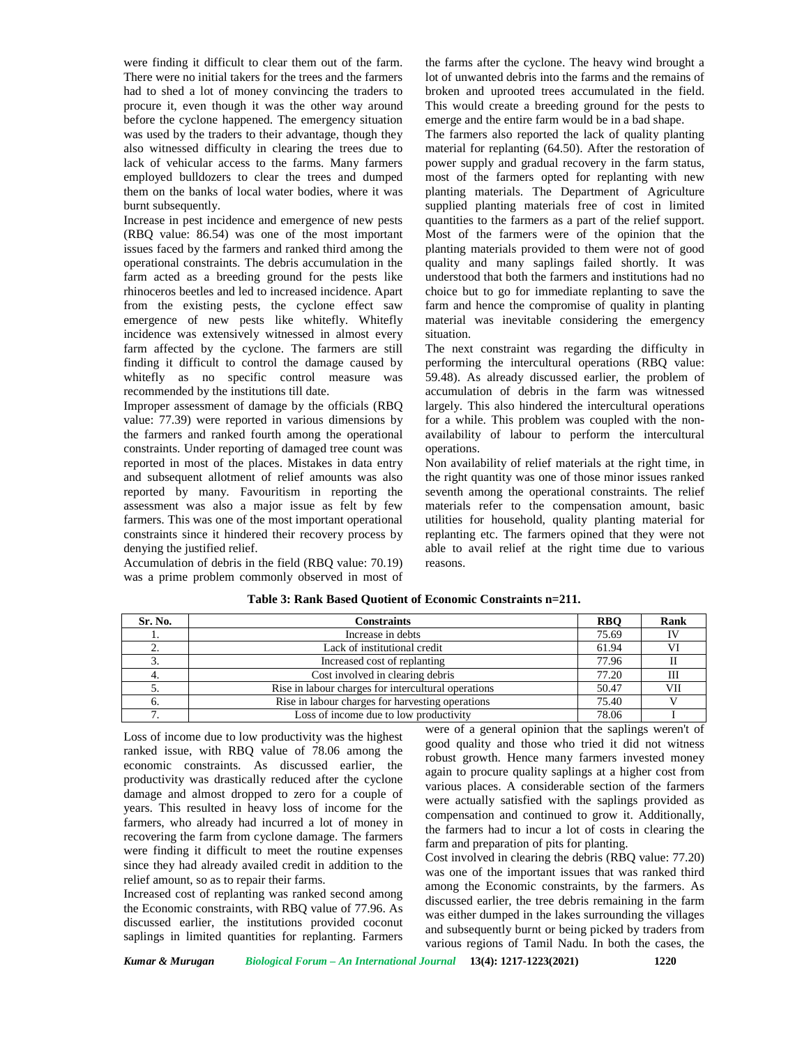were finding it difficult to clear them out of the farm. There were no initial takers for the trees and the farmers had to shed a lot of money convincing the traders to procure it, even though it was the other way around before the cyclone happened. The emergency situation was used by the traders to their advantage, though they also witnessed difficulty in clearing the trees due to lack of vehicular access to the farms. Many farmers employed bulldozers to clear the trees and dumped them on the banks of local water bodies, where it was burnt subsequently.

Increase in pest incidence and emergence of new pests (RBQ value: 86.54) was one of the most important issues faced by the farmers and ranked third among the operational constraints. The debris accumulation in the farm acted as a breeding ground for the pests like rhinoceros beetles and led to increased incidence. Apart from the existing pests, the cyclone effect saw emergence of new pests like whitefly. Whitefly incidence was extensively witnessed in almost every farm affected by the cyclone. The farmers are still finding it difficult to control the damage caused by whitefly as no specific control measure was recommended by the institutions till date.

Improper assessment of damage by the officials (RBQ value: 77.39) were reported in various dimensions by the farmers and ranked fourth among the operational constraints. Under reporting of damaged tree count was reported in most of the places. Mistakes in data entry and subsequent allotment of relief amounts was also reported by many. Favouritism in reporting the assessment was also a major issue as felt by few farmers. This was one of the most important operational constraints since it hindered their recovery process by denying the justified relief.

Accumulation of debris in the field (RBQ value: 70.19) was a prime problem commonly observed in most of the farms after the cyclone. The heavy wind brought a lot of unwanted debris into the farms and the remains of broken and uprooted trees accumulated in the field. This would create a breeding ground for the pests to emerge and the entire farm would be in a bad shape.

The farmers also reported the lack of quality planting material for replanting (64.50). After the restoration of power supply and gradual recovery in the farm status, most of the farmers opted for replanting with new planting materials. The Department of Agriculture supplied planting materials free of cost in limited quantities to the farmers as a part of the relief support. Most of the farmers were of the opinion that the planting materials provided to them were not of good quality and many saplings failed shortly. It was understood that both the farmers and institutions had no choice but to go for immediate replanting to save the farm and hence the compromise of quality in planting material was inevitable considering the emergency situation.

The next constraint was regarding the difficulty in performing the intercultural operations (RBQ value: 59.48). As already discussed earlier, the problem of accumulation of debris in the farm was witnessed largely. This also hindered the intercultural operations for a while. This problem was coupled with the non-availability of labour to perform the intercultural operations.

Non availability of relief materials at the right time, in the right quantity was one of those minor issues ranked seventh among the operational constraints. The relief materials refer to the compensation amount, basic utilities for household, quality planting material for replanting etc. The farmers opined that they were not able to avail relief at the right time due to various reasons.

**Table 3: Rank Based Quotient of Economic Constraints n=211.**

| Sr. No. | Constraints | RBQ | Rank |
|---|---|---|---|
| 1. | Increase in debts | 75.69 | IV |
| 2. | Lack of institutional credit | 61.94 | VI |
| 3. | Increased cost of replanting | 77.96 | II |
| 4. | Cost involved in clearing debris | 77.20 | III |
| 5. | Rise in labour charges for intercultural operations | 50.47 | VII |
| 6. | Rise in labour charges for harvesting operations | 75.40 | V |
| 7. | Loss of income due to low productivity | 78.06 | I |

Loss of income due to low productivity was the highest ranked issue, with RBQ value of 78.06 among the economic constraints. As discussed earlier, the productivity was drastically reduced after the cyclone damage and almost dropped to zero for a couple of years. This resulted in heavy loss of income for the farmers, who already had incurred a lot of money in recovering the farm from cyclone damage. The farmers were finding it difficult to meet the routine expenses since they had already availed credit in addition to the relief amount, so as to repair their farms.

Increased cost of replanting was ranked second among the Economic constraints, with RBQ value of 77.96. As discussed earlier, the institutions provided coconut saplings in limited quantities for replanting. Farmers were of a general opinion that the saplings weren't of good quality and those who tried it did not witness robust growth. Hence many farmers invested money again to procure quality saplings at a higher cost from various places. A considerable section of the farmers were actually satisfied with the saplings provided as compensation and continued to grow it. Additionally, the farmers had to incur a lot of costs in clearing the farm and preparation of pits for planting.

Cost involved in clearing the debris (RBQ value: 77.20) was one of the important issues that was ranked third among the Economic constraints, by the farmers. As discussed earlier, the tree debris remaining in the farm was either dumped in the lakes surrounding the villages and subsequently burnt or being picked by traders from various regions of Tamil Nadu. In both the cases, the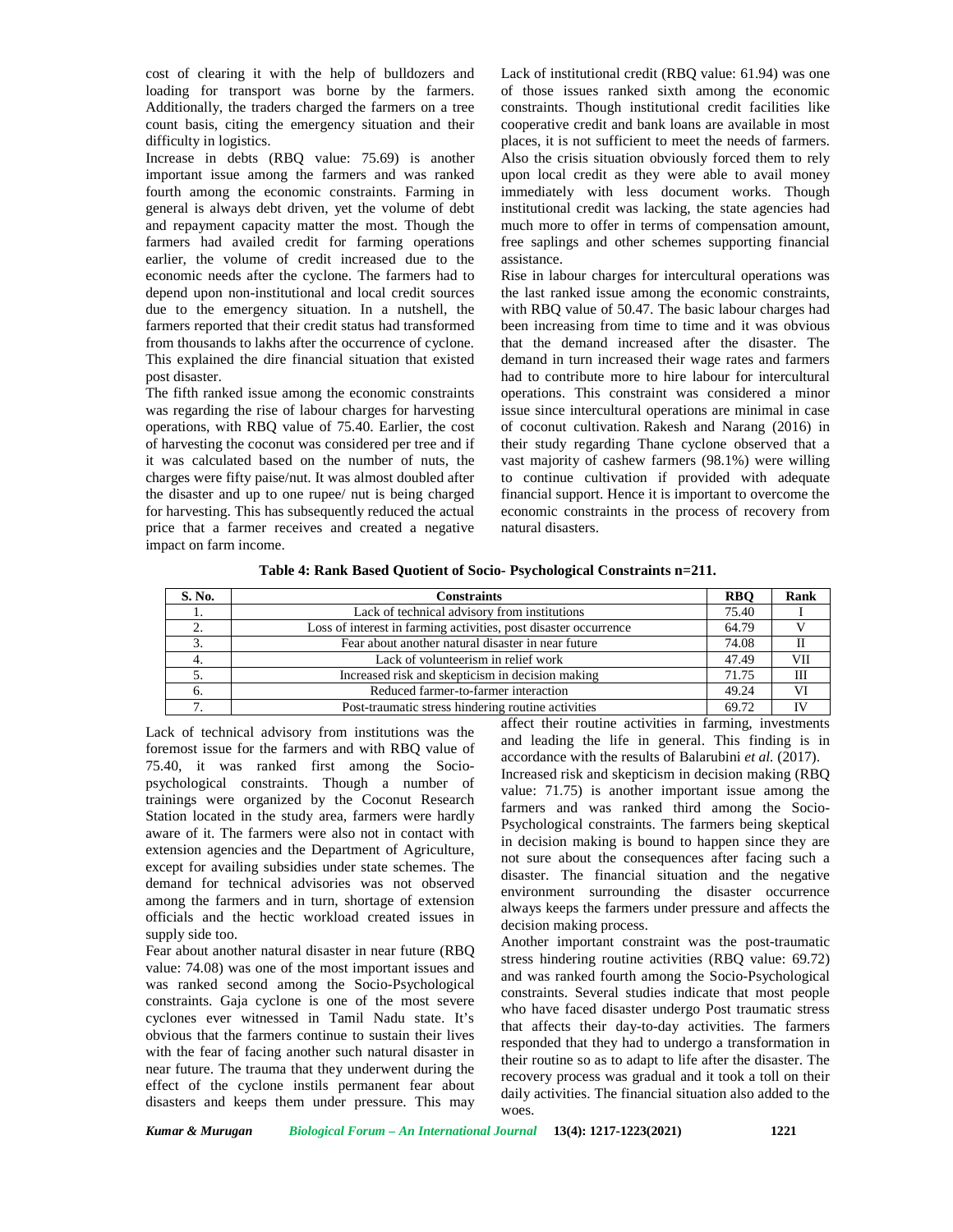cost of clearing it with the help of bulldozers and loading for transport was borne by the farmers. Additionally, the traders charged the farmers on a tree count basis, citing the emergency situation and their difficulty in logistics.

Increase in debts (RBQ value: 75.69) is another important issue among the farmers and was ranked fourth among the economic constraints. Farming in general is always debt driven, yet the volume of debt and repayment capacity matter the most. Though the farmers had availed credit for farming operations earlier, the volume of credit increased due to the economic needs after the cyclone. The farmers had to depend upon non-institutional and local credit sources due to the emergency situation. In a nutshell, the farmers reported that their credit status had transformed from thousands to lakhs after the occurrence of cyclone. This explained the dire financial situation that existed post disaster.

The fifth ranked issue among the economic constraints was regarding the rise of labour charges for harvesting operations, with RBQ value of 75.40. Earlier, the cost of harvesting the coconut was considered per tree and if it was calculated based on the number of nuts, the charges were fifty paise/nut. It was almost doubled after the disaster and up to one rupee/ nut is being charged for harvesting. This has subsequently reduced the actual price that a farmer receives and created a negative impact on farm income.

Lack of institutional credit (RBQ value: 61.94) was one of those issues ranked sixth among the economic constraints. Though institutional credit facilities like cooperative credit and bank loans are available in most places, it is not sufficient to meet the needs of farmers. Also the crisis situation obviously forced them to rely upon local credit as they were able to avail money immediately with less document works. Though institutional credit was lacking, the state agencies had much more to offer in terms of compensation amount, free saplings and other schemes supporting financial assistance.

Rise in labour charges for intercultural operations was the last ranked issue among the economic constraints, with RBQ value of 50.47. The basic labour charges had been increasing from time to time and it was obvious that the demand increased after the disaster. The demand in turn increased their wage rates and farmers had to contribute more to hire labour for intercultural operations. This constraint was considered a minor issue since intercultural operations are minimal in case of coconut cultivation. Rakesh and Narang (2016) in their study regarding Thane cyclone observed that a vast majority of cashew farmers (98.1%) were willing to continue cultivation if provided with adequate financial support. Hence it is important to overcome the economic constraints in the process of recovery from natural disasters.

**Table 4: Rank Based Quotient of Socio- Psychological Constraints n=211.**

| S. No. | Constraints | RBQ | Rank |
|---|---|---|---|
| 1. | Lack of technical advisory from institutions | 75.40 | I |
| 2. | Loss of interest in farming activities, post disaster occurrence | 64.79 | V |
| 3. | Fear about another natural disaster in near future | 74.08 | II |
| 4. | Lack of volunteerism in relief work | 47.49 | VII |
| 5. | Increased risk and skepticism in decision making | 71.75 | III |
| 6. | Reduced farmer-to-farmer interaction | 49.24 | VI |
| 7. | Post-traumatic stress hindering routine activities | 69.72 | IV |

Lack of technical advisory from institutions was the foremost issue for the farmers and with RBQ value of 75.40, it was ranked first among the Socio-psychological constraints. Though a number of trainings were organized by the Coconut Research Station located in the study area, farmers were hardly aware of it. The farmers were also not in contact with extension agencies and the Department of Agriculture, except for availing subsidies under state schemes. The demand for technical advisories was not observed among the farmers and in turn, shortage of extension officials and the hectic workload created issues in supply side too.

Fear about another natural disaster in near future (RBQ value: 74.08) was one of the most important issues and was ranked second among the Socio-Psychological constraints. Gaja cyclone is one of the most severe cyclones ever witnessed in Tamil Nadu state. It's obvious that the farmers continue to sustain their lives with the fear of facing another such natural disaster in near future. The trauma that they underwent during the effect of the cyclone instils permanent fear about disasters and keeps them under pressure. This may affect their routine activities in farming, investments and leading the life in general. This finding is in accordance with the results of Balarubini *et al.* (2017).

Increased risk and skepticism in decision making (RBQ value: 71.75) is another important issue among the farmers and was ranked third among the Socio-Psychological constraints. The farmers being skeptical in decision making is bound to happen since they are not sure about the consequences after facing such a disaster. The financial situation and the negative environment surrounding the disaster occurrence always keeps the farmers under pressure and affects the decision making process.

Another important constraint was the post-traumatic stress hindering routine activities (RBQ value: 69.72) and was ranked fourth among the Socio-Psychological constraints. Several studies indicate that most people who have faced disaster undergo Post traumatic stress that affects their day-to-day activities. The farmers responded that they had to undergo a transformation in their routine so as to adapt to life after the disaster. The recovery process was gradual and it took a toll on their daily activities. The financial situation also added to the woes.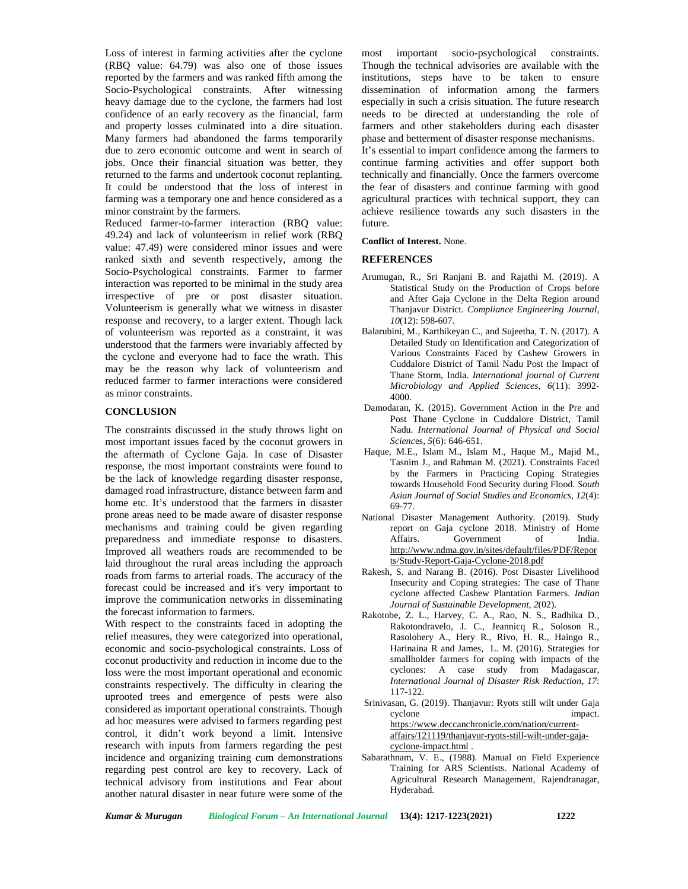Loss of interest in farming activities after the cyclone (RBQ value: 64.79) was also one of those issues reported by the farmers and was ranked fifth among the Socio-Psychological constraints. After witnessing heavy damage due to the cyclone, the farmers had lost confidence of an early recovery as the financial, farm and property losses culminated into a dire situation. Many farmers had abandoned the farms temporarily due to zero economic outcome and went in search of jobs. Once their financial situation was better, they returned to the farms and undertook coconut replanting. It could be understood that the loss of interest in farming was a temporary one and hence considered as a minor constraint by the farmers.

Reduced farmer-to-farmer interaction (RBQ value: 49.24) and lack of volunteerism in relief work (RBQ value: 47.49) were considered minor issues and were ranked sixth and seventh respectively, among the Socio-Psychological constraints. Farmer to farmer interaction was reported to be minimal in the study area irrespective of pre or post disaster situation. Volunteerism is generally what we witness in disaster response and recovery, to a larger extent. Though lack of volunteerism was reported as a constraint, it was understood that the farmers were invariably affected by the cyclone and everyone had to face the wrath. This may be the reason why lack of volunteerism and reduced farmer to farmer interactions were considered as minor constraints.

## CONCLUSION

The constraints discussed in the study throws light on most important issues faced by the coconut growers in the aftermath of Cyclone Gaja. In case of Disaster response, the most important constraints were found to be the lack of knowledge regarding disaster response, damaged road infrastructure, distance between farm and home etc. It's understood that the farmers in disaster prone areas need to be made aware of disaster response mechanisms and training could be given regarding preparedness and immediate response to disasters. Improved all weathers roads are recommended to be laid throughout the rural areas including the approach roads from farms to arterial roads. The accuracy of the forecast could be increased and it's very important to improve the communication networks in disseminating the forecast information to farmers.

With respect to the constraints faced in adopting the relief measures, they were categorized into operational, economic and socio-psychological constraints. Loss of coconut productivity and reduction in income due to the loss were the most important operational and economic constraints respectively. The difficulty in clearing the uprooted trees and emergence of pests were also considered as important operational constraints. Though ad hoc measures were advised to farmers regarding pest control, it didn't work beyond a limit. Intensive research with inputs from farmers regarding the pest incidence and organizing training cum demonstrations regarding pest control are key to recovery. Lack of technical advisory from institutions and Fear about another natural disaster in near future were some of the most important socio-psychological constraints. Though the technical advisories are available with the institutions, steps have to be taken to ensure dissemination of information among the farmers especially in such a crisis situation. The future research needs to be directed at understanding the role of farmers and other stakeholders during each disaster phase and betterment of disaster response mechanisms.

It's essential to impart confidence among the farmers to continue farming activities and offer support both technically and financially. Once the farmers overcome the fear of disasters and continue farming with good agricultural practices with technical support, they can achieve resilience towards any such disasters in the future.

**Conflict of Interest.** None.

## REFERENCES

Arumugan, R., Sri Ranjani B. and Rajathi M. (2019). A Statistical Study on the Production of Crops before and After Gaja Cyclone in the Delta Region around Thanjavur District. *Compliance Engineering Journal, 10*(12): 598-607.

Balarubini, M., Karthikeyan C., and Sujeetha, T. N. (2017). A Detailed Study on Identification and Categorization of Various Constraints Faced by Cashew Growers in Cuddalore District of Tamil Nadu Post the Impact of Thane Storm, India. *International journal of Current Microbiology and Applied Sciences, 6*(11): 3992-4000.

Damodaran, K. (2015). Government Action in the Pre and Post Thane Cyclone in Cuddalore District, Tamil Nadu. *International Journal of Physical and Social Sciences, 5*(6): 646-651.

Haque, M.E., Islam M., Islam M., Haque M., Majid M., Tasnim J., and Rahman M. (2021). Constraints Faced by the Farmers in Practicing Coping Strategies towards Household Food Security during Flood. *South Asian Journal of Social Studies and Economics, 12*(4): 69-77.

National Disaster Management Authority. (2019). Study report on Gaja cyclone 2018. Ministry of Home Affairs. Government of India. http://www.ndma.gov.in/sites/default/files/PDF/Reports/Study-Report-Gaja-Cyclone-2018.pdf

Rakesh, S. and Narang B. (2016). Post Disaster Livelihood Insecurity and Coping strategies: The case of Thane cyclone affected Cashew Plantation Farmers. *Indian Journal of Sustainable Development, 2*(02).

Rakotobe, Z. L., Harvey, C. A., Rao, N. S., Radhika D., Rakotondravelo, J. C., Jeannicq R., Soloson R., Rasolohery A., Hery R., Rivo, H. R., Haingo R., Harinaina R and James, L. M. (2016). Strategies for smallholder farmers for coping with impacts of the cyclones: A case study from Madagascar, *International Journal of Disaster Risk Reduction, 17*: 117-122.

Srinivasan, G. (2019). Thanjavur: Ryots still wilt under Gaja cyclone impact. https://www.deccanchronicle.com/nation/current-affairs/121119/thanjavur-ryots-still-wilt-under-gaja-cyclone-impact.html .

Sabarathnam, V. E., (1988). Manual on Field Experience Training for ARS Scientists. National Academy of Agricultural Research Management, Rajendranagar, Hyderabad.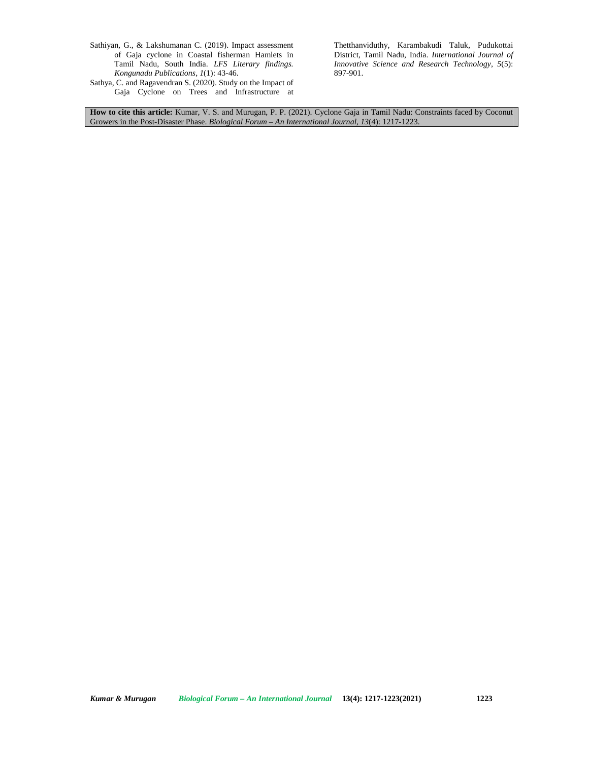Sathiyan, G., & Lakshumanan C. (2019). Impact assessment of Gaja cyclone in Coastal fisherman Hamlets in Tamil Nadu, South India. *LFS Literary findings. Kongunadu Publications*, *1*(1): 43-46.

Sathya, C. and Ragavendran S. (2020). Study on the Impact of Gaja Cyclone on Trees and Infrastructure at Thetthanviduthy, Karambakudi Taluk, Pudukottai District, Tamil Nadu, India. *International Journal of Innovative Science and Research Technology*, *5*(5): 897-901.

**How to cite this article:** Kumar, V. S. and Murugan, P. P. (2021). Cyclone Gaja in Tamil Nadu: Constraints faced by Coconut Growers in the Post-Disaster Phase. *Biological Forum – An International Journal, 13*(4): 1217-1223.